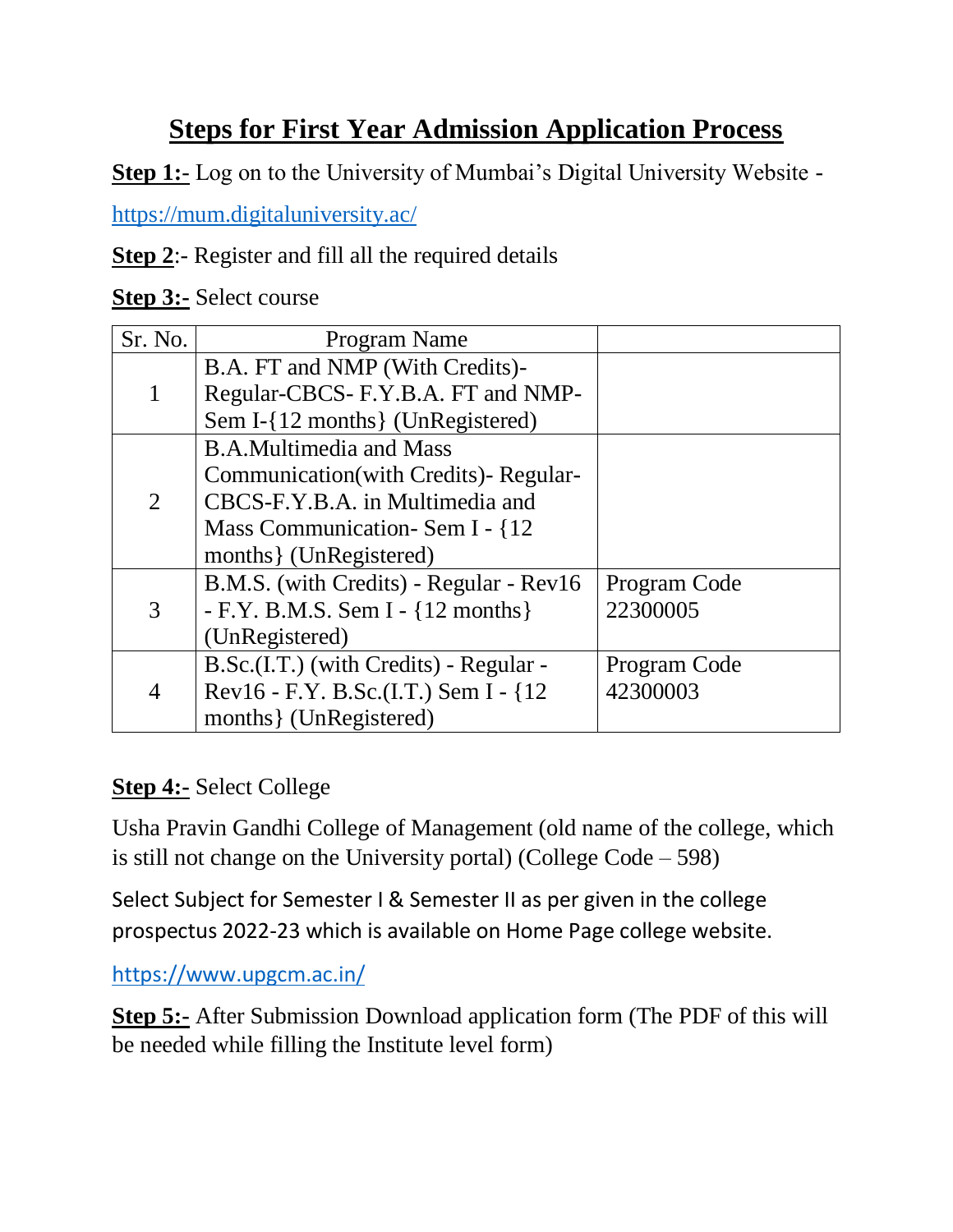# Steps for First Year Admission Application Process

**Step 1:-** Log on to the University of Mumbai's Digital University Website - https://mum.digitaluniversity.ac/

**Step 2**:- Register and fill all the required details

**Step 3:-** Select course

| Sr. No. | Program Name | |
|---|---|---|
| 1 | B.A. FT and NMP (With Credits)-Regular-CBCS- F.Y.B.A. FT and NMP-Sem I-{12 months} (UnRegistered) | |
| 2 | B.A.Multimedia and Mass Communication(with Credits)- Regular-CBCS-F.Y.B.A. in Multimedia and Mass Communication- Sem I - {12 months} (UnRegistered) | |
| 3 | B.M.S. (with Credits) - Regular - Rev16 - F.Y. B.M.S. Sem I - {12 months} (UnRegistered) | Program Code 22300005 |
| 4 | B.Sc.(I.T.) (with Credits) - Regular - Rev16 - F.Y. B.Sc.(I.T.) Sem I - {12 months} (UnRegistered) | Program Code 42300003 |

**Step 4:-** Select College

Usha Pravin Gandhi College of Management (old name of the college, which is still not change on the University portal) (College Code – 598)

Select Subject for Semester I & Semester II as per given in the college prospectus 2022-23 which is available on Home Page college website.

https://www.upgcm.ac.in/

**Step 5:-** After Submission Download application form (The PDF of this will be needed while filling the Institute level form)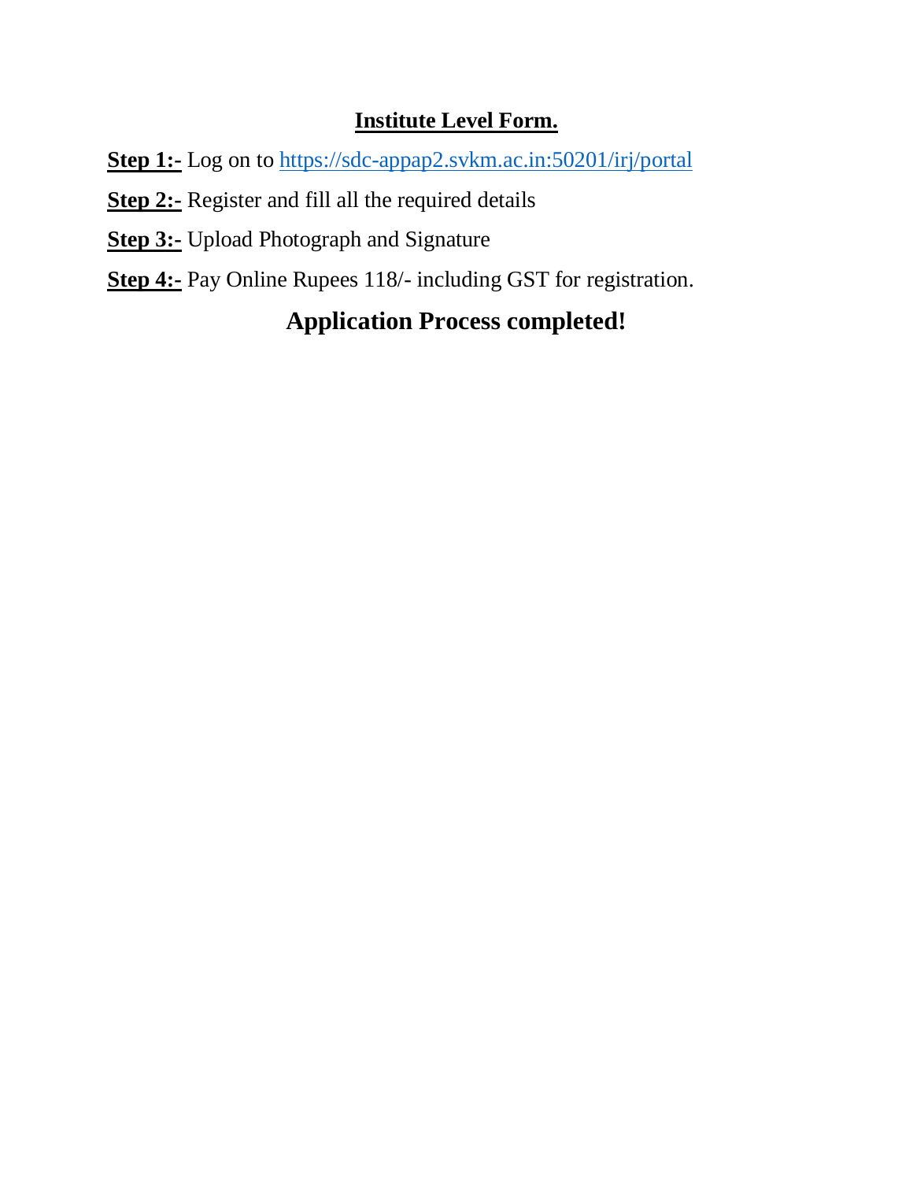## Institute Level Form.

**Step 1:-** Log on to https://sdc-appap2.svkm.ac.in:50201/irj/portal

**Step 2:-** Register and fill all the required details

**Step 3:-** Upload Photograph and Signature

**Step 4:-** Pay Online Rupees 118/- including GST for registration.

## Application Process completed!